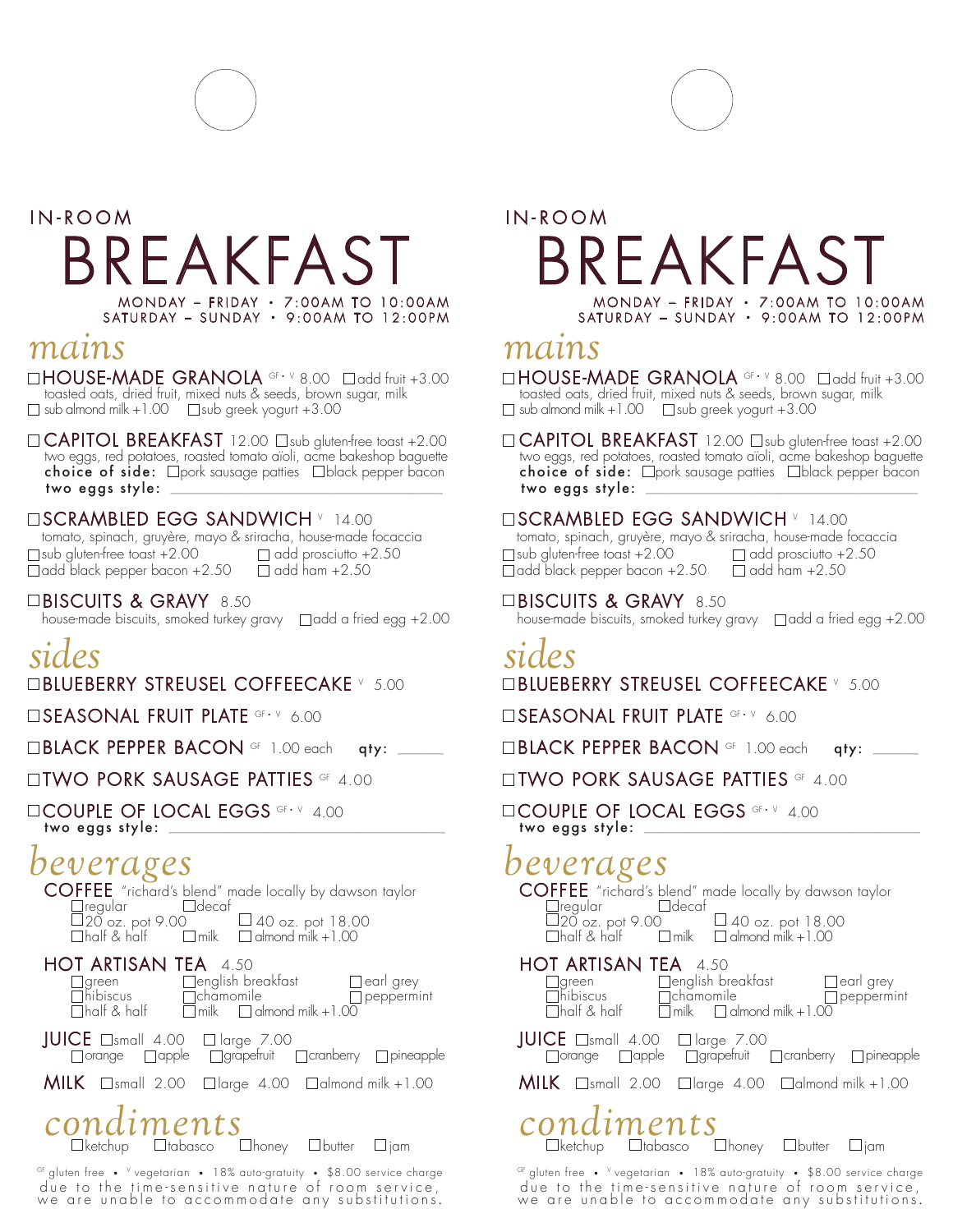IN-ROOM

# BREAKFAST

MONDAY – FRIDAY • 7:00AM TO 10:00AM
SATURDAY – SUNDAY • 9:00AM TO 12:00PM

## *mains*

☐ **HOUSE-MADE GRANOLA** GF • V 8.00 ☐ add fruit +3.00
toasted oats, dried fruit, mixed nuts & seeds, brown sugar, milk
☐ sub almond milk +1.00 ☐ sub greek yogurt +3.00

☐ **CAPITOL BREAKFAST** 12.00 ☐ sub gluten-free toast +2.00
two eggs, red potatoes, roasted tomato aïoli, acme bakeshop baguette
**choice of side:** ☐ pork sausage patties ☐ black pepper bacon
**two eggs style:** ______________________________

☐ **SCRAMBLED EGG SANDWICH** V 14.00
tomato, spinach, gruyère, mayo & sriracha, house-made focaccia
☐ sub gluten-free toast +2.00 ☐ add prosciutto +2.50
☐ add black pepper bacon +2.50 ☐ add ham +2.50

☐ **BISCUITS & GRAVY** 8.50
house-made biscuits, smoked turkey gravy ☐ add a fried egg +2.00

## *sides*

☐ **BLUEBERRY STREUSEL COFFEECAKE** V 5.00

☐ **SEASONAL FRUIT PLATE** GF • V 6.00

☐ **BLACK PEPPER BACON** GF 1.00 each **qty:** ______

☐ **TWO PORK SAUSAGE PATTIES** GF 4.00

☐ **COUPLE OF LOCAL EGGS** GF • V 4.00
**two eggs style:** ______________________________

## *beverages*

**COFFEE** "richard's blend" made locally by dawson taylor
☐ regular ☐ decaf
☐ 20 oz. pot 9.00 ☐ 40 oz. pot 18.00
☐ half & half ☐ milk ☐ almond milk +1.00

**HOT ARTISAN TEA** 4.50
☐ green ☐ english breakfast ☐ earl grey
☐ hibiscus ☐ chamomile ☐ peppermint
☐ half & half ☐ milk ☐ almond milk +1.00

**JUICE** ☐ small 4.00 ☐ large 7.00
☐ orange ☐ apple ☐ grapefruit ☐ cranberry ☐ pineapple

**MILK** ☐ small 2.00 ☐ large 4.00 ☐ almond milk +1.00

## *condiments*

☐ ketchup ☐ tabasco ☐ honey ☐ butter ☐ jam

GF gluten free • V vegetarian • 18% auto-gratuity • $8.00 service charge
due to the time-sensitive nature of room service, we are unable to accommodate any substitutions.

---

IN-ROOM

# BREAKFAST

MONDAY – FRIDAY • 7:00AM TO 10:00AM
SATURDAY – SUNDAY • 9:00AM TO 12:00PM

## *mains*

☐ **HOUSE-MADE GRANOLA** GF • V 8.00 ☐ add fruit +3.00
toasted oats, dried fruit, mixed nuts & seeds, brown sugar, milk
☐ sub almond milk +1.00 ☐ sub greek yogurt +3.00

☐ **CAPITOL BREAKFAST** 12.00 ☐ sub gluten-free toast +2.00
two eggs, red potatoes, roasted tomato aïoli, acme bakeshop baguette
**choice of side:** ☐ pork sausage patties ☐ black pepper bacon
**two eggs style:** ______________________________

☐ **SCRAMBLED EGG SANDWICH** V 14.00
tomato, spinach, gruyère, mayo & sriracha, house-made focaccia
☐ sub gluten-free toast +2.00 ☐ add prosciutto +2.50
☐ add black pepper bacon +2.50 ☐ add ham +2.50

☐ **BISCUITS & GRAVY** 8.50
house-made biscuits, smoked turkey gravy ☐ add a fried egg +2.00

## *sides*

☐ **BLUEBERRY STREUSEL COFFEECAKE** V 5.00

☐ **SEASONAL FRUIT PLATE** GF • V 6.00

☐ **BLACK PEPPER BACON** GF 1.00 each **qty:** ______

☐ **TWO PORK SAUSAGE PATTIES** GF 4.00

☐ **COUPLE OF LOCAL EGGS** GF • V 4.00
**two eggs style:** ______________________________

## *beverages*

**COFFEE** "richard's blend" made locally by dawson taylor
☐ regular ☐ decaf
☐ 20 oz. pot 9.00 ☐ 40 oz. pot 18.00
☐ half & half ☐ milk ☐ almond milk +1.00

**HOT ARTISAN TEA** 4.50
☐ green ☐ english breakfast ☐ earl grey
☐ hibiscus ☐ chamomile ☐ peppermint
☐ half & half ☐ milk ☐ almond milk +1.00

**JUICE** ☐ small 4.00 ☐ large 7.00
☐ orange ☐ apple ☐ grapefruit ☐ cranberry ☐ pineapple

**MILK** ☐ small 2.00 ☐ large 4.00 ☐ almond milk +1.00

## *condiments*

☐ ketchup ☐ tabasco ☐ honey ☐ butter ☐ jam

GF gluten free • V vegetarian • 18% auto-gratuity • $8.00 service charge
due to the time-sensitive nature of room service, we are unable to accommodate any substitutions.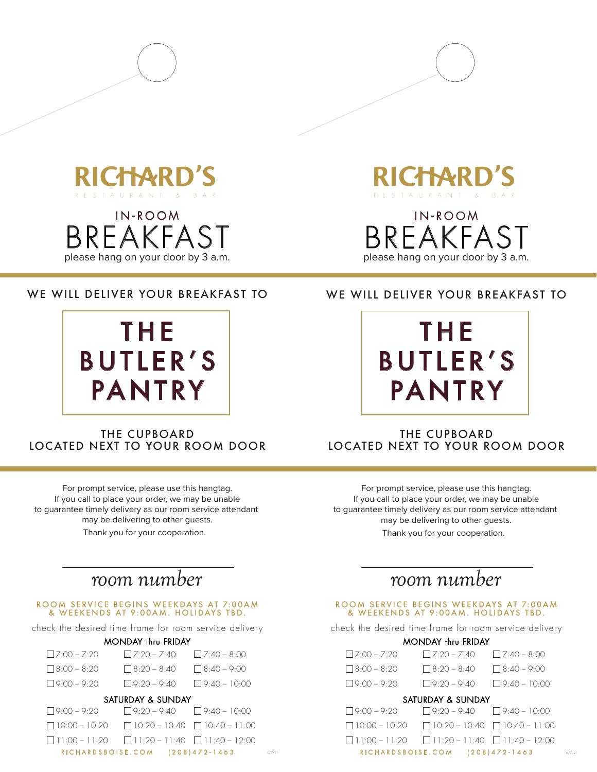# RICHARD'S

RESTAURANT & BAR

## IN-ROOM BREAKFAST

please hang on your door by 3 a.m.

WE WILL DELIVER YOUR BREAKFAST TO

**THE BUTLER'S PANTRY**

THE CUPBOARD
LOCATED NEXT TO YOUR ROOM DOOR

For prompt service, please use this hangtag.
If you call to place your order, we may be unable to guarantee timely delivery as our room service attendant may be delivering to other guests.

Thank you for your cooperation.

*room number*

ROOM SERVICE BEGINS WEEKDAYS AT 7:00AM & WEEKENDS AT 9:00AM. HOLIDAYS TBD.

check the desired time frame for room service delivery

MONDAY thru FRIDAY

| | | |
|---|---|---|
| ☐ 7:00 – 7:20 | ☐ 7:20 – 7:40 | ☐ 7:40 – 8:00 |
| ☐ 8:00 – 8:20 | ☐ 8:20 – 8:40 | ☐ 8:40 – 9:00 |
| ☐ 9:00 – 9:20 | ☐ 9:20 – 9:40 | ☐ 9:40 – 10:00 |

SATURDAY & SUNDAY

| | | |
|---|---|---|
| ☐ 9:00 – 9:20 | ☐ 9:20 – 9:40 | ☐ 9:40 – 10:00 |
| ☐ 10:00 – 10:20 | ☐ 10:20 – 10:40 | ☐ 10:40 – 11:00 |
| ☐ 11:00 – 11:20 | ☐ 11:20 – 11:40 | ☐ 11:40 – 12:00 |

RICHARDSBOISE.COM (208)472-1463

6/7/21

---

# RICHARD'S

RESTAURANT & BAR

## IN-ROOM BREAKFAST

please hang on your door by 3 a.m.

WE WILL DELIVER YOUR BREAKFAST TO

**THE BUTLER'S PANTRY**

THE CUPBOARD
LOCATED NEXT TO YOUR ROOM DOOR

For prompt service, please use this hangtag.
If you call to place your order, we may be unable to guarantee timely delivery as our room service attendant may be delivering to other guests.

Thank you for your cooperation.

*room number*

ROOM SERVICE BEGINS WEEKDAYS AT 7:00AM & WEEKENDS AT 9:00AM. HOLIDAYS TBD.

check the desired time frame for room service delivery

MONDAY thru FRIDAY

| | | |
|---|---|---|
| ☐ 7:00 – 7:20 | ☐ 7:20 – 7:40 | ☐ 7:40 – 8:00 |
| ☐ 8:00 – 8:20 | ☐ 8:20 – 8:40 | ☐ 8:40 – 9:00 |
| ☐ 9:00 – 9:20 | ☐ 9:20 – 9:40 | ☐ 9:40 – 10:00 |

SATURDAY & SUNDAY

| | | |
|---|---|---|
| ☐ 9:00 – 9:20 | ☐ 9:20 – 9:40 | ☐ 9:40 – 10:00 |
| ☐ 10:00 – 10:20 | ☐ 10:20 – 10:40 | ☐ 10:40 – 11:00 |
| ☐ 11:00 – 11:20 | ☐ 11:20 – 11:40 | ☐ 11:40 – 12:00 |

RICHARDSBOISE.COM (208)472-1463

6/7/21